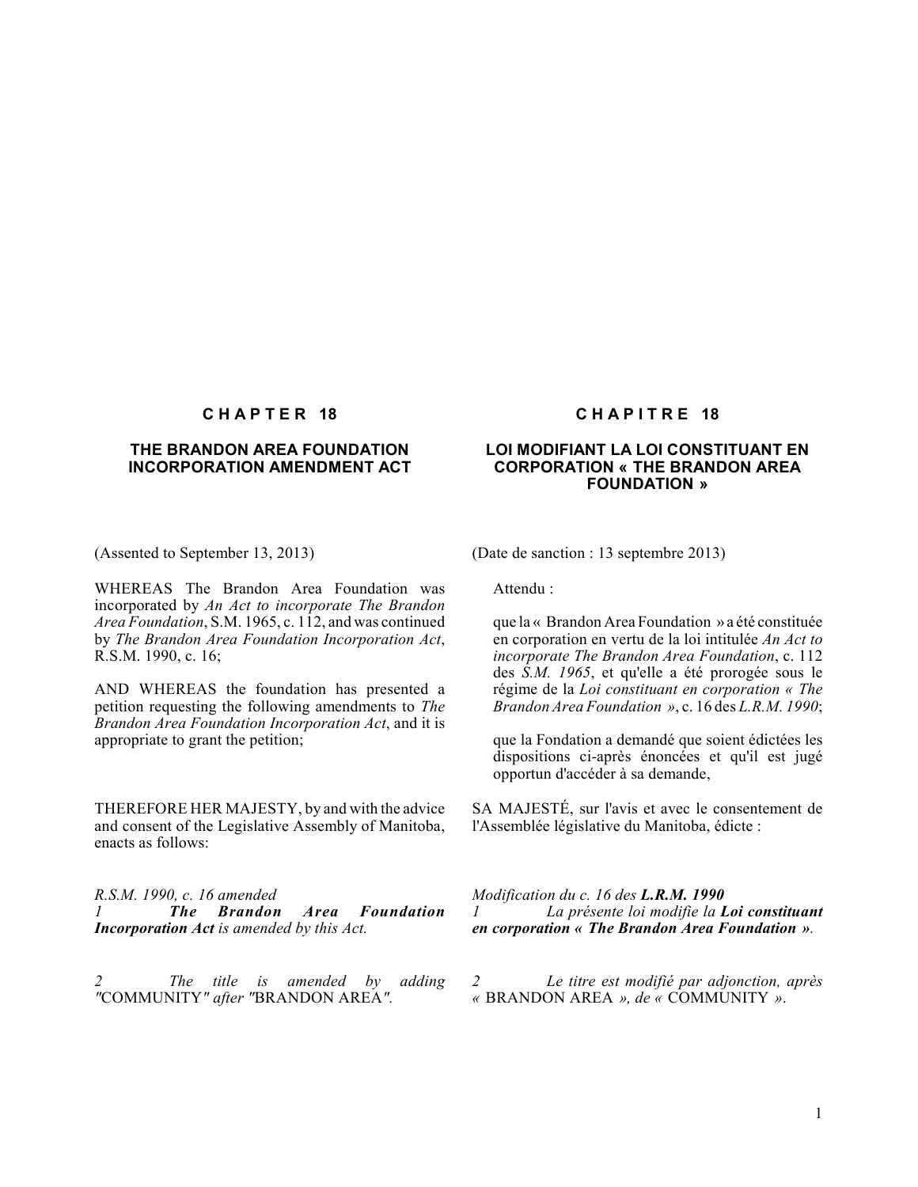## CHAPTER 18

## THE BRANDON AREA FOUNDATION INCORPORATION AMENDMENT ACT

(Assented to September 13, 2013)

WHEREAS The Brandon Area Foundation was incorporated by *An Act to incorporate The Brandon Area Foundation*, S.M. 1965, c. 112, and was continued by *The Brandon Area Foundation Incorporation Act*, R.S.M. 1990, c. 16;

AND WHEREAS the foundation has presented a petition requesting the following amendments to *The Brandon Area Foundation Incorporation Act*, and it is appropriate to grant the petition;

THEREFORE HER MAJESTY, by and with the advice and consent of the Legislative Assembly of Manitoba, enacts as follows:

*R.S.M. 1990, c. 16 amended*

*1 **The Brandon Area Foundation Incorporation Act** is amended by this Act.*

*2 The title is amended by adding "*COMMUNITY*" after "*BRANDON AREA*".*

## CHAPITRE 18

## LOI MODIFIANT LA LOI CONSTITUANT EN CORPORATION « THE BRANDON AREA FOUNDATION »

(Date de sanction : 13 septembre 2013)

Attendu :

que la « Brandon Area Foundation » a été constituée en corporation en vertu de la loi intitulée *An Act to incorporate The Brandon Area Foundation*, c. 112 des *S.M. 1965*, et qu'elle a été prorogée sous le régime de la *Loi constituant en corporation « The Brandon Area Foundation »*, c. 16 des *L.R.M. 1990*;

que la Fondation a demandé que soient édictées les dispositions ci-après énoncées et qu'il est jugé opportun d'accéder à sa demande,

SA MAJESTÉ, sur l'avis et avec le consentement de l'Assemblée législative du Manitoba, édicte :

*Modification du c. 16 des **L.R.M. 1990***

*1 La présente loi modifie la **Loi constituant en corporation « The Brandon Area Foundation »**.*

*2 Le titre est modifié par adjonction, après «* BRANDON AREA *», de «* COMMUNITY *».*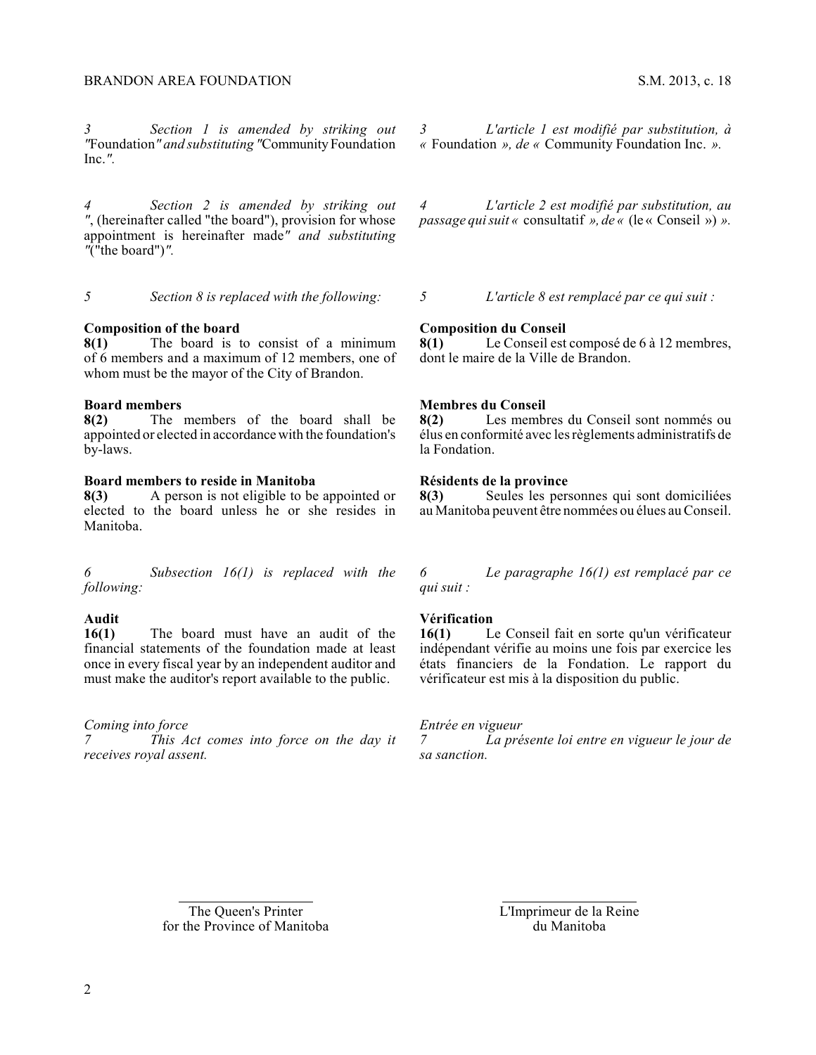*3 Section 1 is amended by striking out "*Foundation*" and substituting "*Community Foundation Inc.*".*

*4 Section 2 is amended by striking out "*, (hereinafter called "the board"), provision for whose appointment is hereinafter made*" and substituting "*("the board")*".*

*5 Section 8 is replaced with the following:*

**Composition of the board**

**8(1)** The board is to consist of a minimum of 6 members and a maximum of 12 members, one of whom must be the mayor of the City of Brandon.

**Board members**

**8(2)** The members of the board shall be appointed or elected in accordance with the foundation's by-laws.

**Board members to reside in Manitoba**

**8(3)** A person is not eligible to be appointed or elected to the board unless he or she resides in Manitoba.

*6 Subsection 16(1) is replaced with the following:*

**Audit**

**16(1)** The board must have an audit of the financial statements of the foundation made at least once in every fiscal year by an independent auditor and must make the auditor's report available to the public.

*Coming into force*

*7 This Act comes into force on the day it receives royal assent.*

*3 L'article 1 est modifié par substitution, à «* Foundation *», de «* Community Foundation Inc. *».*

*4 L'article 2 est modifié par substitution, au passage qui suit «* consultatif *», de «* (le « Conseil ») *».*

*5 L'article 8 est remplacé par ce qui suit :*

**Composition du Conseil**

**8(1)** Le Conseil est composé de 6 à 12 membres, dont le maire de la Ville de Brandon.

**Membres du Conseil**

**8(2)** Les membres du Conseil sont nommés ou élus en conformité avec les règlements administratifs de la Fondation.

**Résidents de la province**

**8(3)** Seules les personnes qui sont domiciliées au Manitoba peuvent être nommées ou élues au Conseil.

*6 Le paragraphe 16(1) est remplacé par ce qui suit :*

**Vérification**

**16(1)** Le Conseil fait en sorte qu'un vérificateur indépendant vérifie au moins une fois par exercice les états financiers de la Fondation. Le rapport du vérificateur est mis à la disposition du public.

*Entrée en vigueur*

*7 La présente loi entre en vigueur le jour de sa sanction.*

The Queen's Printer
for the Province of Manitoba

L'Imprimeur de la Reine
du Manitoba